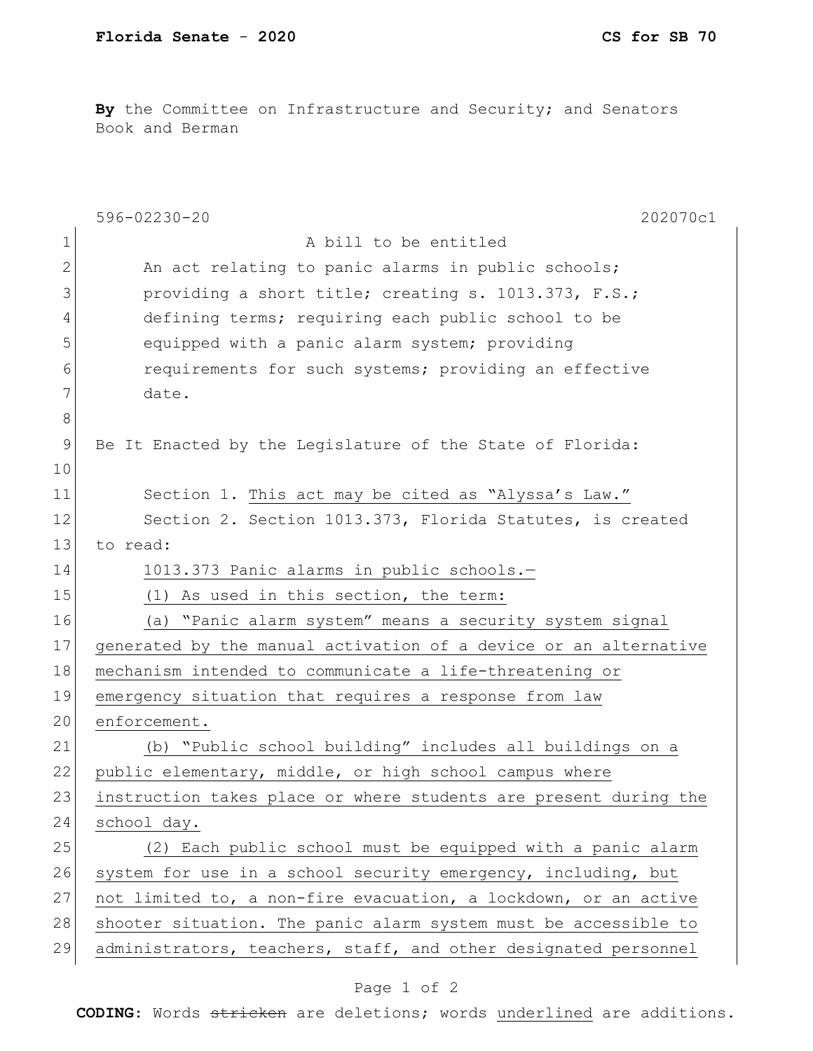**Florida Senate - 2020** **CS for SB 70**

**By** the Committee on Infrastructure and Security; and Senators Book and Berman

596-02230-20 202070c1

A bill to be entitled

An act relating to panic alarms in public schools; providing a short title; creating s. 1013.373, F.S.; defining terms; requiring each public school to be equipped with a panic alarm system; providing requirements for such systems; providing an effective date.

Be It Enacted by the Legislature of the State of Florida:

Section 1. <u>This act may be cited as "Alyssa's Law."</u>

Section 2. Section 1013.373, Florida Statutes, is created to read:

<u>1013.373 Panic alarms in public schools.—</u>

<u>(1) As used in this section, the term:</u>

<u>(a) "Panic alarm system" means a security system signal generated by the manual activation of a device or an alternative mechanism intended to communicate a life-threatening or emergency situation that requires a response from law enforcement.</u>

<u>(b) "Public school building" includes all buildings on a public elementary, middle, or high school campus where instruction takes place or where students are present during the school day.</u>

<u>(2) Each public school must be equipped with a panic alarm system for use in a school security emergency, including, but not limited to, a non-fire evacuation, a lockdown, or an active shooter situation. The panic alarm system must be accessible to administrators, teachers, staff, and other designated personnel</u>

**CODING:** Words ~~stricken~~ are deletions; words <u>underlined</u> are additions.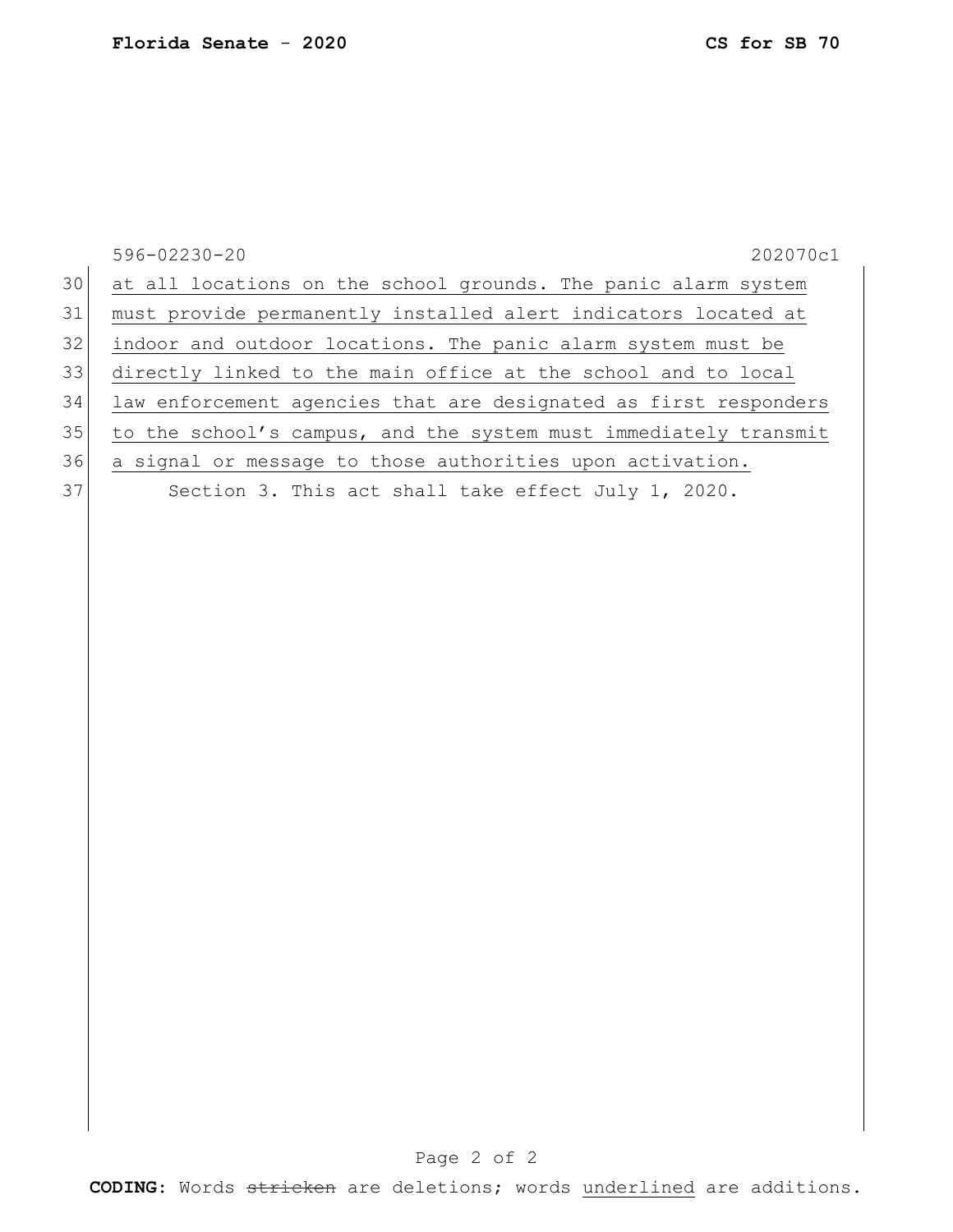596-02230-20 202070c1

30 <u>at all locations on the school grounds. The panic alarm system</u>
31 <u>must provide permanently installed alert indicators located at</u>
32 <u>indoor and outdoor locations. The panic alarm system must be</u>
33 <u>directly linked to the main office at the school and to local</u>
34 <u>law enforcement agencies that are designated as first responders</u>
35 <u>to the school's campus, and the system must immediately transmit</u>
36 <u>a signal or message to those authorities upon activation.</u>
37 Section 3. This act shall take effect July 1, 2020.

**CODING:** Words ~~stricken~~ are deletions; words <u>underlined</u> are additions.